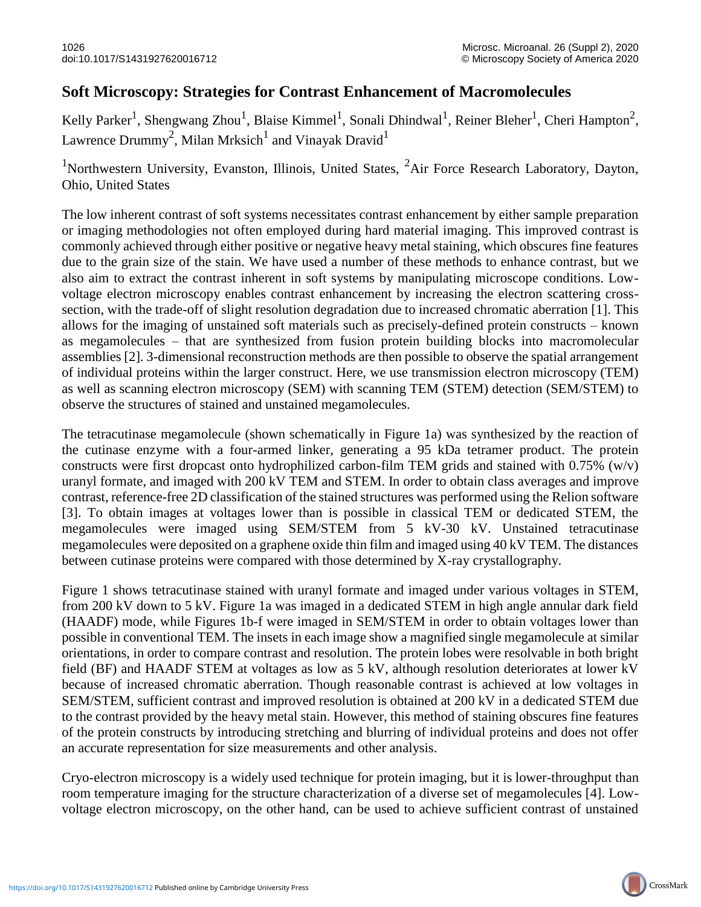# Soft Microscopy: Strategies for Contrast Enhancement of Macromolecules

Kelly Parker[1], Shengwang Zhou[1], Blaise Kimmel[1], Sonali Dhindwal[1], Reiner Bleher[1], Cheri Hampton[2], Lawrence Drummy[2], Milan Mrksich[1] and Vinayak Dravid[1]

[1]Northwestern University, Evanston, Illinois, United States, [2]Air Force Research Laboratory, Dayton, Ohio, United States

The low inherent contrast of soft systems necessitates contrast enhancement by either sample preparation or imaging methodologies not often employed during hard material imaging. This improved contrast is commonly achieved through either positive or negative heavy metal staining, which obscures fine features due to the grain size of the stain. We have used a number of these methods to enhance contrast, but we also aim to extract the contrast inherent in soft systems by manipulating microscope conditions. Low-voltage electron microscopy enables contrast enhancement by increasing the electron scattering cross-section, with the trade-off of slight resolution degradation due to increased chromatic aberration [1]. This allows for the imaging of unstained soft materials such as precisely-defined protein constructs – known as megamolecules – that are synthesized from fusion protein building blocks into macromolecular assemblies [2]. 3-dimensional reconstruction methods are then possible to observe the spatial arrangement of individual proteins within the larger construct. Here, we use transmission electron microscopy (TEM) as well as scanning electron microscopy (SEM) with scanning TEM (STEM) detection (SEM/STEM) to observe the structures of stained and unstained megamolecules.

The tetracutinase megamolecule (shown schematically in Figure 1a) was synthesized by the reaction of the cutinase enzyme with a four-armed linker, generating a 95 kDa tetramer product. The protein constructs were first dropcast onto hydrophilized carbon-film TEM grids and stained with 0.75% (w/v) uranyl formate, and imaged with 200 kV TEM and STEM. In order to obtain class averages and improve contrast, reference-free 2D classification of the stained structures was performed using the Relion software [3]. To obtain images at voltages lower than is possible in classical TEM or dedicated STEM, the megamolecules were imaged using SEM/STEM from 5 kV-30 kV. Unstained tetracutinase megamolecules were deposited on a graphene oxide thin film and imaged using 40 kV TEM. The distances between cutinase proteins were compared with those determined by X-ray crystallography.

Figure 1 shows tetracutinase stained with uranyl formate and imaged under various voltages in STEM, from 200 kV down to 5 kV. Figure 1a was imaged in a dedicated STEM in high angle annular dark field (HAADF) mode, while Figures 1b-f were imaged in SEM/STEM in order to obtain voltages lower than possible in conventional TEM. The insets in each image show a magnified single megamolecule at similar orientations, in order to compare contrast and resolution. The protein lobes were resolvable in both bright field (BF) and HAADF STEM at voltages as low as 5 kV, although resolution deteriorates at lower kV because of increased chromatic aberration. Though reasonable contrast is achieved at low voltages in SEM/STEM, sufficient contrast and improved resolution is obtained at 200 kV in a dedicated STEM due to the contrast provided by the heavy metal stain. However, this method of staining obscures fine features of the protein constructs by introducing stretching and blurring of individual proteins and does not offer an accurate representation for size measurements and other analysis.

Cryo-electron microscopy is a widely used technique for protein imaging, but it is lower-throughput than room temperature imaging for the structure characterization of a diverse set of megamolecules [4]. Low-voltage electron microscopy, on the other hand, can be used to achieve sufficient contrast of unstained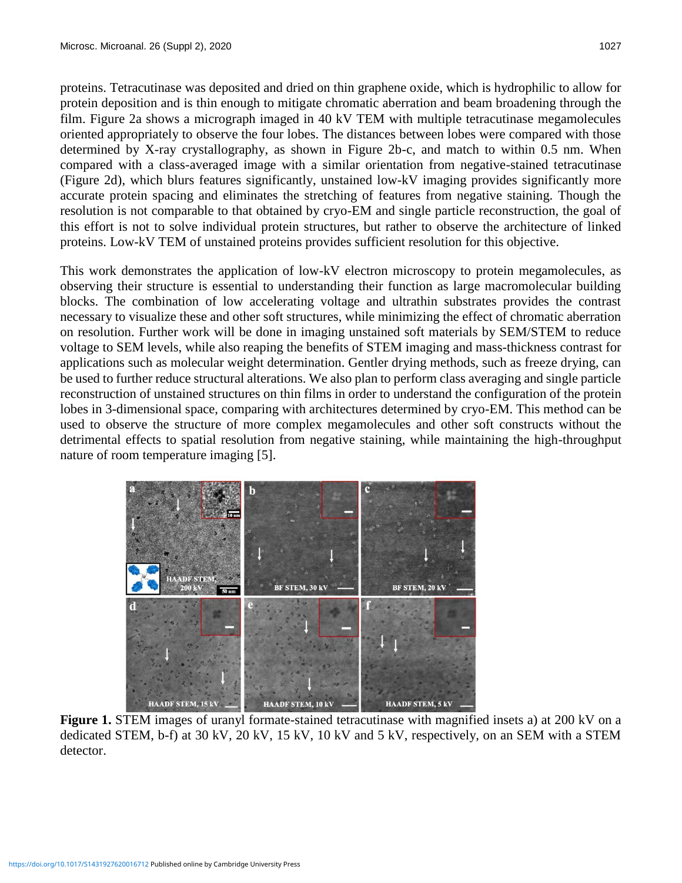proteins. Tetracutinase was deposited and dried on thin graphene oxide, which is hydrophilic to allow for protein deposition and is thin enough to mitigate chromatic aberration and beam broadening through the film. Figure 2a shows a micrograph imaged in 40 kV TEM with multiple tetracutinase megamolecules oriented appropriately to observe the four lobes. The distances between lobes were compared with those determined by X-ray crystallography, as shown in Figure 2b-c, and match to within 0.5 nm. When compared with a class-averaged image with a similar orientation from negative-stained tetracutinase (Figure 2d), which blurs features significantly, unstained low-kV imaging provides significantly more accurate protein spacing and eliminates the stretching of features from negative staining. Though the resolution is not comparable to that obtained by cryo-EM and single particle reconstruction, the goal of this effort is not to solve individual protein structures, but rather to observe the architecture of linked proteins. Low-kV TEM of unstained proteins provides sufficient resolution for this objective.

This work demonstrates the application of low-kV electron microscopy to protein megamolecules, as observing their structure is essential to understanding their function as large macromolecular building blocks. The combination of low accelerating voltage and ultrathin substrates provides the contrast necessary to visualize these and other soft structures, while minimizing the effect of chromatic aberration on resolution. Further work will be done in imaging unstained soft materials by SEM/STEM to reduce voltage to SEM levels, while also reaping the benefits of STEM imaging and mass-thickness contrast for applications such as molecular weight determination. Gentler drying methods, such as freeze drying, can be used to further reduce structural alterations. We also plan to perform class averaging and single particle reconstruction of unstained structures on thin films in order to understand the configuration of the protein lobes in 3-dimensional space, comparing with architectures determined by cryo-EM. This method can be used to observe the structure of more complex megamolecules and other soft constructs without the detrimental effects to spatial resolution from negative staining, while maintaining the high-throughput nature of room temperature imaging [5].

**Figure 1.** STEM images of uranyl formate-stained tetracutinase with magnified insets a) at 200 kV on a dedicated STEM, b-f) at 30 kV, 20 kV, 15 kV, 10 kV and 5 kV, respectively, on an SEM with a STEM detector.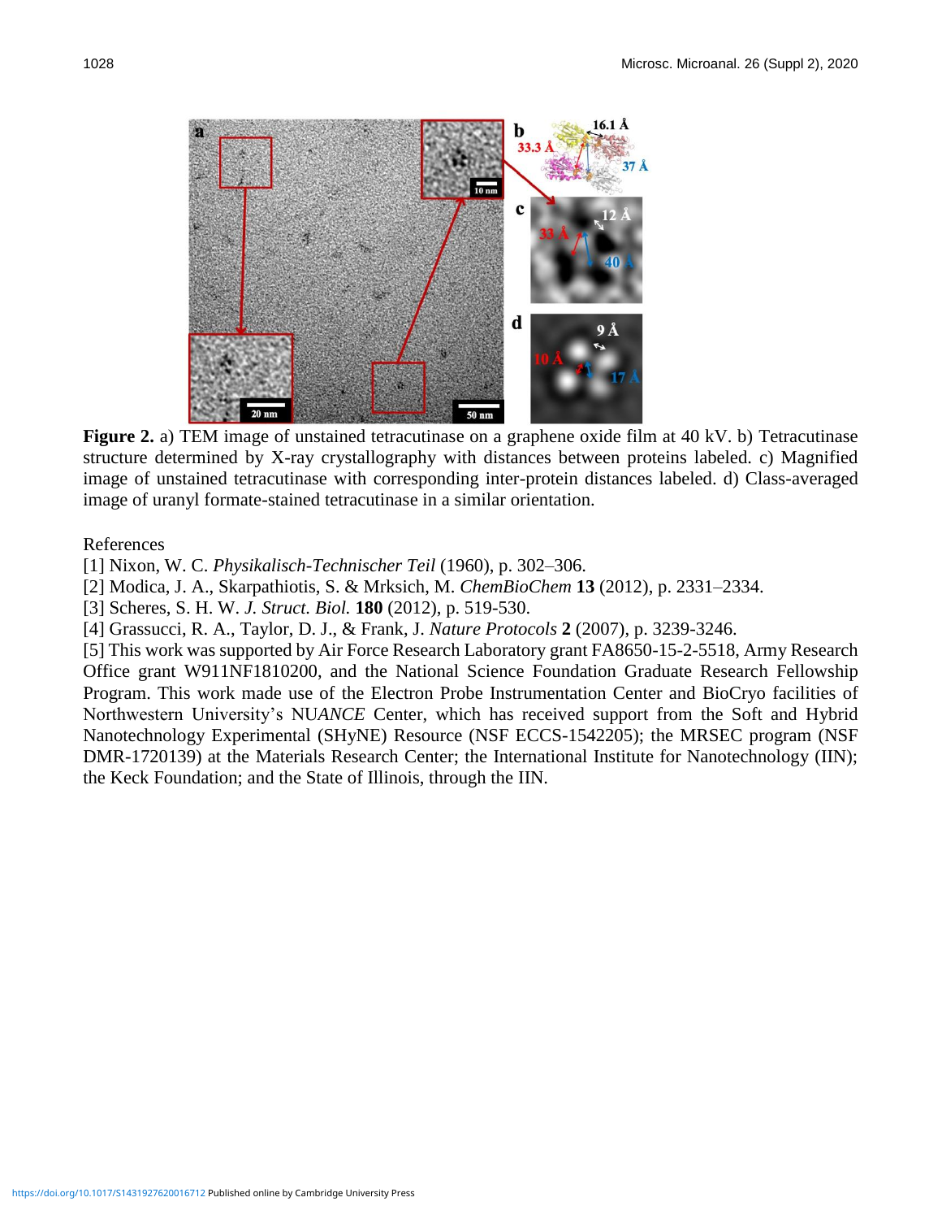**Figure 2.** a) TEM image of unstained tetracutinase on a graphene oxide film at 40 kV. b) Tetracutinase structure determined by X-ray crystallography with distances between proteins labeled. c) Magnified image of unstained tetracutinase with corresponding inter-protein distances labeled. d) Class-averaged image of uranyl formate-stained tetracutinase in a similar orientation.

References

[1] Nixon, W. C. *Physikalisch-Technischer Teil* (1960), p. 302–306.

[2] Modica, J. A., Skarpathiotis, S. & Mrksich, M. *ChemBioChem* **13** (2012), p. 2331–2334.

[3] Scheres, S. H. W. *J. Struct. Biol.* **180** (2012), p. 519-530.

[4] Grassucci, R. A., Taylor, D. J., & Frank, J. *Nature Protocols* **2** (2007), p. 3239-3246.

[5] This work was supported by Air Force Research Laboratory grant FA8650-15-2-5518, Army Research Office grant W911NF1810200, and the National Science Foundation Graduate Research Fellowship Program. This work made use of the Electron Probe Instrumentation Center and BioCryo facilities of Northwestern University's NU*ANCE* Center, which has received support from the Soft and Hybrid Nanotechnology Experimental (SHyNE) Resource (NSF ECCS-1542205); the MRSEC program (NSF DMR-1720139) at the Materials Research Center; the International Institute for Nanotechnology (IIN); the Keck Foundation; and the State of Illinois, through the IIN.